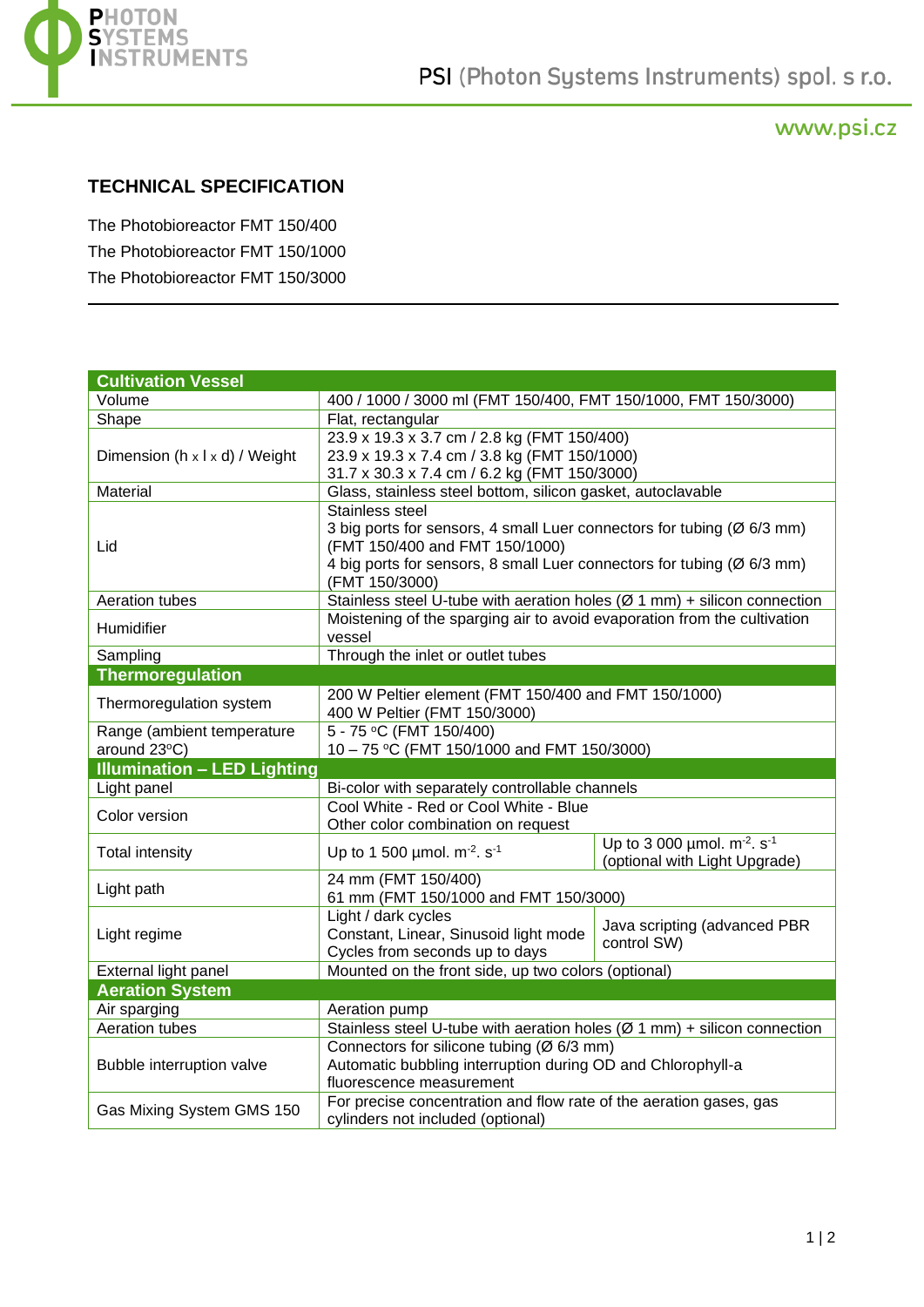## TECHNICAL SPECIFICATION

The Photobioreactor FMT 150/400
The Photobioreactor FMT 150/1000
The Photobioreactor FMT 150/3000

---

| **Cultivation Vessel** | | |
|---|---|---|
| Volume | 400 / 1000 / 3000 ml (FMT 150/400, FMT 150/1000, FMT 150/3000) | |
| Shape | Flat, rectangular | |
| Dimension (h x l x d) / Weight | 23.9 x 19.3 x 3.7 cm / 2.8 kg (FMT 150/400)<br>23.9 x 19.3 x 7.4 cm / 3.8 kg (FMT 150/1000)<br>31.7 x 30.3 x 7.4 cm / 6.2 kg (FMT 150/3000) | |
| Material | Glass, stainless steel bottom, silicon gasket, autoclavable | |
| Lid | Stainless steel<br>3 big ports for sensors, 4 small Luer connectors for tubing (Ø 6/3 mm) (FMT 150/400 and FMT 150/1000)<br>4 big ports for sensors, 8 small Luer connectors for tubing (Ø 6/3 mm) (FMT 150/3000) | |
| Aeration tubes | Stainless steel U-tube with aeration holes (Ø 1 mm) + silicon connection | |
| Humidifier | Moistening of the sparging air to avoid evaporation from the cultivation vessel | |
| Sampling | Through the inlet or outlet tubes | |
| **Thermoregulation** | | |
| Thermoregulation system | 200 W Peltier element (FMT 150/400 and FMT 150/1000)<br>400 W Peltier (FMT 150/3000) | |
| Range (ambient temperature around 23°C) | 5 - 75 °C (FMT 150/400)<br>10 – 75 °C (FMT 150/1000 and FMT 150/3000) | |
| **Illumination – LED Lighting** | | |
| Light panel | Bi-color with separately controllable channels | |
| Color version | Cool White - Red or Cool White - Blue<br>Other color combination on request | |
| Total intensity | Up to 1 500 µmol. $m^{-2}$. $s^{-1}$ | Up to 3 000 µmol. $m^{-2}$. $s^{-1}$ (optional with Light Upgrade) |
| Light path | 24 mm (FMT 150/400)<br>61 mm (FMT 150/1000 and FMT 150/3000) | |
| Light regime | Light / dark cycles<br>Constant, Linear, Sinusoid light mode<br>Cycles from seconds up to days | Java scripting (advanced PBR control SW) |
| External light panel | Mounted on the front side, up two colors (optional) | |
| **Aeration System** | | |
| Air sparging | Aeration pump | |
| Aeration tubes | Stainless steel U-tube with aeration holes (Ø 1 mm) + silicon connection | |
| Bubble interruption valve | Connectors for silicone tubing (Ø 6/3 mm)<br>Automatic bubbling interruption during OD and Chlorophyll-a fluorescence measurement | |
| Gas Mixing System GMS 150 | For precise concentration and flow rate of the aeration gases, gas cylinders not included (optional) | |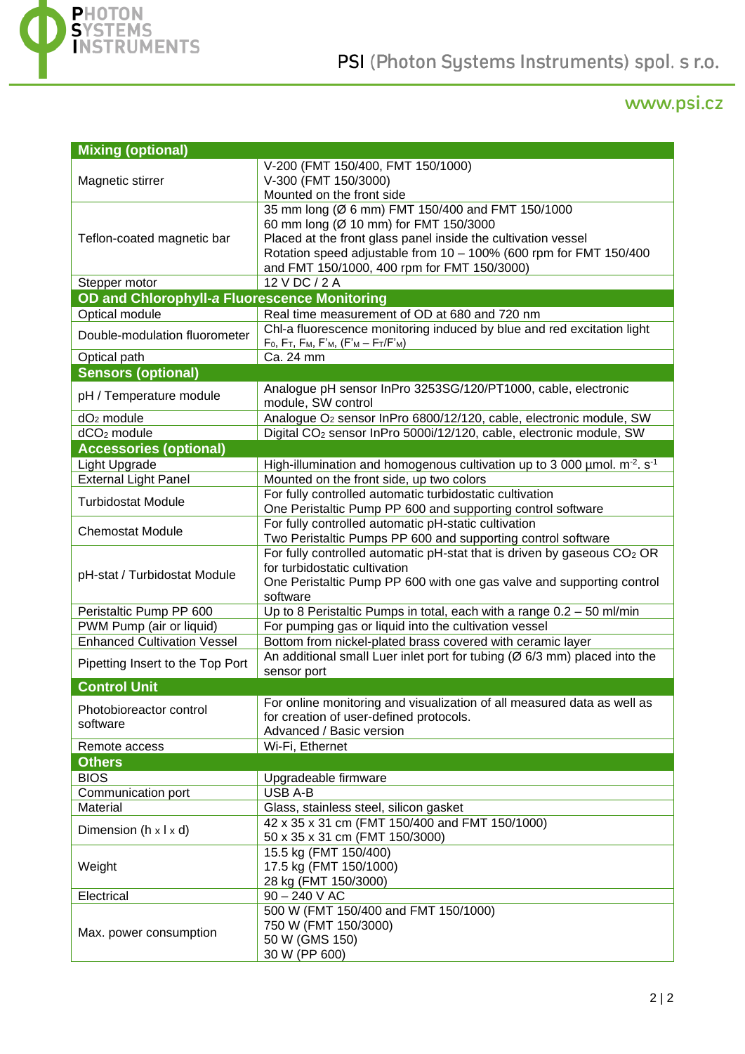| | |
|---|---|
| **Mixing (optional)** | |
| Magnetic stirrer | V-200 (FMT 150/400, FMT 150/1000)<br>V-300 (FMT 150/3000)<br>Mounted on the front side |
| Teflon-coated magnetic bar | 35 mm long (Ø 6 mm) FMT 150/400 and FMT 150/1000<br>60 mm long (Ø 10 mm) for FMT 150/3000<br>Placed at the front glass panel inside the cultivation vessel<br>Rotation speed adjustable from 10 – 100% (600 rpm for FMT 150/400 and FMT 150/1000, 400 rpm for FMT 150/3000) |
| Stepper motor | 12 V DC / 2 A |
| **OD and Chlorophyll-*a* Fluorescence Monitoring** | |
| Optical module | Real time measurement of OD at 680 and 720 nm |
| Double-modulation fluorometer | Chl-a fluorescence monitoring induced by blue and red excitation light<br>$F_0$, $F_T$, $F_M$, $F'_M$, $(F'_M – F_T/F'_M)$ |
| Optical path | Ca. 24 mm |
| **Sensors (optional)** | |
| pH / Temperature module | Analogue pH sensor InPro 3253SG/120/PT1000, cable, electronic module, SW control |
| $dO_2$ module | Analogue $O_2$ sensor InPro 6800/12/120, cable, electronic module, SW |
| $dCO_2$ module | Digital $CO_2$ sensor InPro 5000i/12/120, cable, electronic module, SW |
| **Accessories (optional)** | |
| Light Upgrade | High-illumination and homogenous cultivation up to 3 000 µmol. $m^{-2}$. $s^{-1}$ |
| External Light Panel | Mounted on the front side, up two colors |
| Turbidostat Module | For fully controlled automatic turbidostatic cultivation<br>One Peristaltic Pump PP 600 and supporting control software |
| Chemostat Module | For fully controlled automatic pH-static cultivation<br>Two Peristaltic Pumps PP 600 and supporting control software |
| pH-stat / Turbidostat Module | For fully controlled automatic pH-stat that is driven by gaseous $CO_2$ OR for turbidostatic cultivation<br>One Peristaltic Pump PP 600 with one gas valve and supporting control software |
| Peristaltic Pump PP 600 | Up to 8 Peristaltic Pumps in total, each with a range 0.2 – 50 ml/min |
| PWM Pump (air or liquid) | For pumping gas or liquid into the cultivation vessel |
| Enhanced Cultivation Vessel | Bottom from nickel-plated brass covered with ceramic layer |
| Pipetting Insert to the Top Port | An additional small Luer inlet port for tubing (Ø 6/3 mm) placed into the sensor port |
| **Control Unit** | |
| Photobioreactor control software | For online monitoring and visualization of all measured data as well as for creation of user-defined protocols.<br>Advanced / Basic version |
| Remote access | Wi-Fi, Ethernet |
| **Others** | |
| BIOS | Upgradeable firmware |
| Communication port | USB A-B |
| Material | Glass, stainless steel, silicon gasket |
| Dimension (h x l x d) | 42 x 35 x 31 cm (FMT 150/400 and FMT 150/1000)<br>50 x 35 x 31 cm (FMT 150/3000) |
| Weight | 15.5 kg (FMT 150/400)<br>17.5 kg (FMT 150/1000)<br>28 kg (FMT 150/3000) |
| Electrical | 90 – 240 V AC |
| Max. power consumption | 500 W (FMT 150/400 and FMT 150/1000)<br>750 W (FMT 150/3000)<br>50 W (GMS 150)<br>30 W (PP 600) |